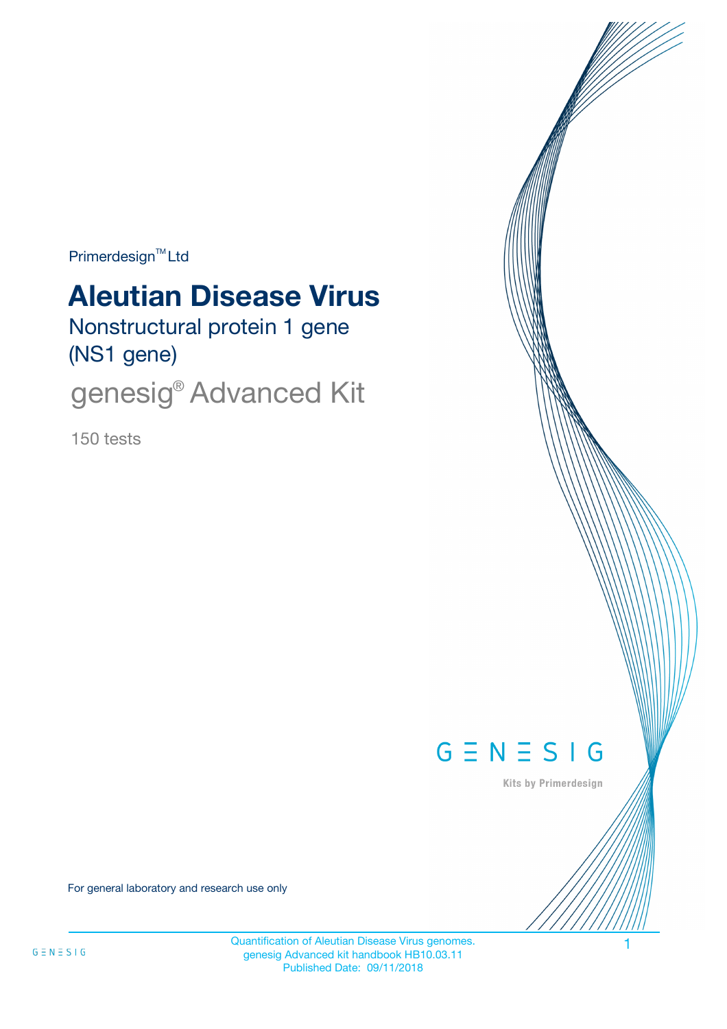Primerdesign™ Ltd

# Aleutian Disease Virus

## Nonstructural protein 1 gene (NS1 gene)

## genesig® Advanced Kit

150 tests

GENESIG

Kits by Primerdesign

For general laboratory and research use only

Quantification of Aleutian Disease Virus genomes.
genesig Advanced kit handbook HB10.03.11
Published Date: 09/11/2018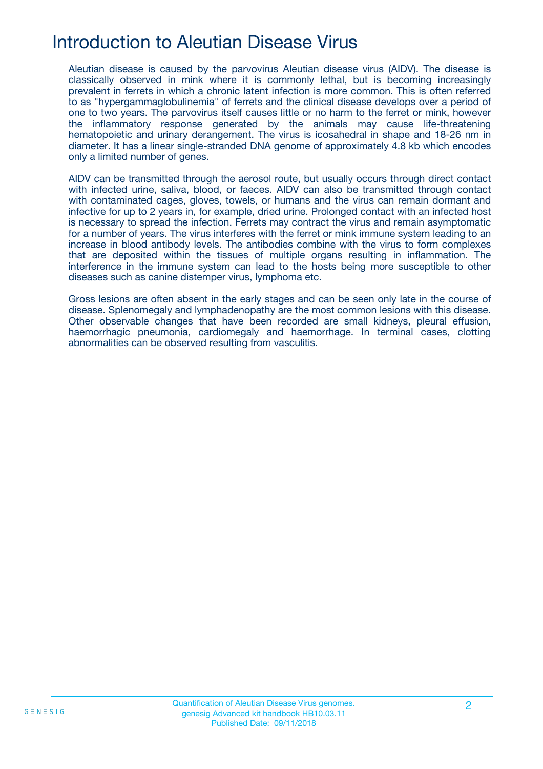# Introduction to Aleutian Disease Virus

Aleutian disease is caused by the parvovirus Aleutian disease virus (AIDV). The disease is classically observed in mink where it is commonly lethal, but is becoming increasingly prevalent in ferrets in which a chronic latent infection is more common. This is often referred to as "hypergammaglobulinemia" of ferrets and the clinical disease develops over a period of one to two years. The parvovirus itself causes little or no harm to the ferret or mink, however the inflammatory response generated by the animals may cause life-threatening hematopoietic and urinary derangement. The virus is icosahedral in shape and 18-26 nm in diameter. It has a linear single-stranded DNA genome of approximately 4.8 kb which encodes only a limited number of genes.

AIDV can be transmitted through the aerosol route, but usually occurs through direct contact with infected urine, saliva, blood, or faeces. AIDV can also be transmitted through contact with contaminated cages, gloves, towels, or humans and the virus can remain dormant and infective for up to 2 years in, for example, dried urine. Prolonged contact with an infected host is necessary to spread the infection. Ferrets may contract the virus and remain asymptomatic for a number of years. The virus interferes with the ferret or mink immune system leading to an increase in blood antibody levels. The antibodies combine with the virus to form complexes that are deposited within the tissues of multiple organs resulting in inflammation. The interference in the immune system can lead to the hosts being more susceptible to other diseases such as canine distemper virus, lymphoma etc.

Gross lesions are often absent in the early stages and can be seen only late in the course of disease. Splenomegaly and lymphadenopathy are the most common lesions with this disease. Other observable changes that have been recorded are small kidneys, pleural effusion, haemorrhagic pneumonia, cardiomegaly and haemorrhage. In terminal cases, clotting abnormalities can be observed resulting from vasculitis.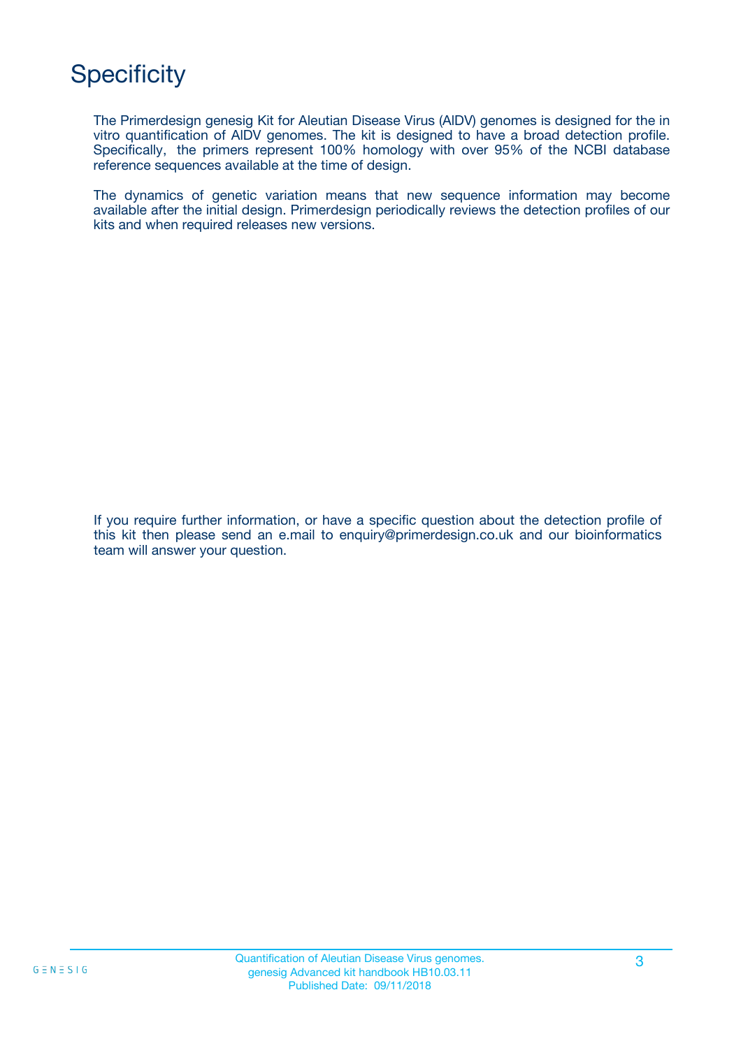# Specificity

The Primerdesign genesig Kit for Aleutian Disease Virus (AIDV) genomes is designed for the in vitro quantification of AIDV genomes. The kit is designed to have a broad detection profile. Specifically, the primers represent 100% homology with over 95% of the NCBI database reference sequences available at the time of design.

The dynamics of genetic variation means that new sequence information may become available after the initial design. Primerdesign periodically reviews the detection profiles of our kits and when required releases new versions.

If you require further information, or have a specific question about the detection profile of this kit then please send an e.mail to enquiry@primerdesign.co.uk and our bioinformatics team will answer your question.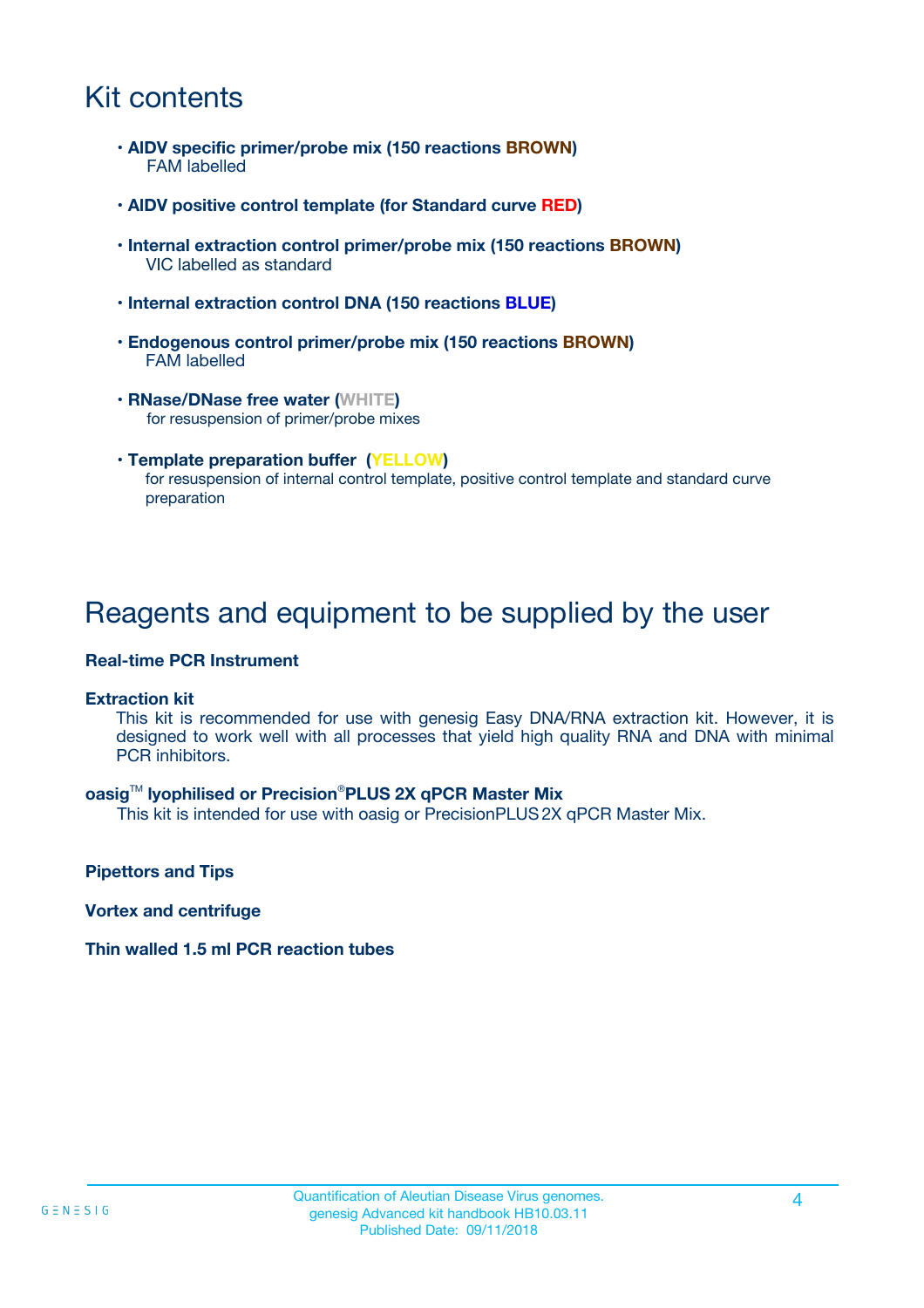# Kit contents

- **AIDV specific primer/probe mix (150 reactions BROWN)**
  FAM labelled
- **AIDV positive control template (for Standard curve RED)**
- **Internal extraction control primer/probe mix (150 reactions BROWN)**
  VIC labelled as standard
- **Internal extraction control DNA (150 reactions BLUE)**
- **Endogenous control primer/probe mix (150 reactions BROWN)**
  FAM labelled
- **RNase/DNase free water (WHITE)**
  for resuspension of primer/probe mixes
- **Template preparation buffer (YELLOW)**
  for resuspension of internal control template, positive control template and standard curve preparation

# Reagents and equipment to be supplied by the user

**Real-time PCR Instrument**

**Extraction kit**

This kit is recommended for use with genesig Easy DNA/RNA extraction kit. However, it is designed to work well with all processes that yield high quality RNA and DNA with minimal PCR inhibitors.

**oasig™ lyophilised or Precision®PLUS 2X qPCR Master Mix**

This kit is intended for use with oasig or PrecisionPLUS 2X qPCR Master Mix.

**Pipettors and Tips**

**Vortex and centrifuge**

**Thin walled 1.5 ml PCR reaction tubes**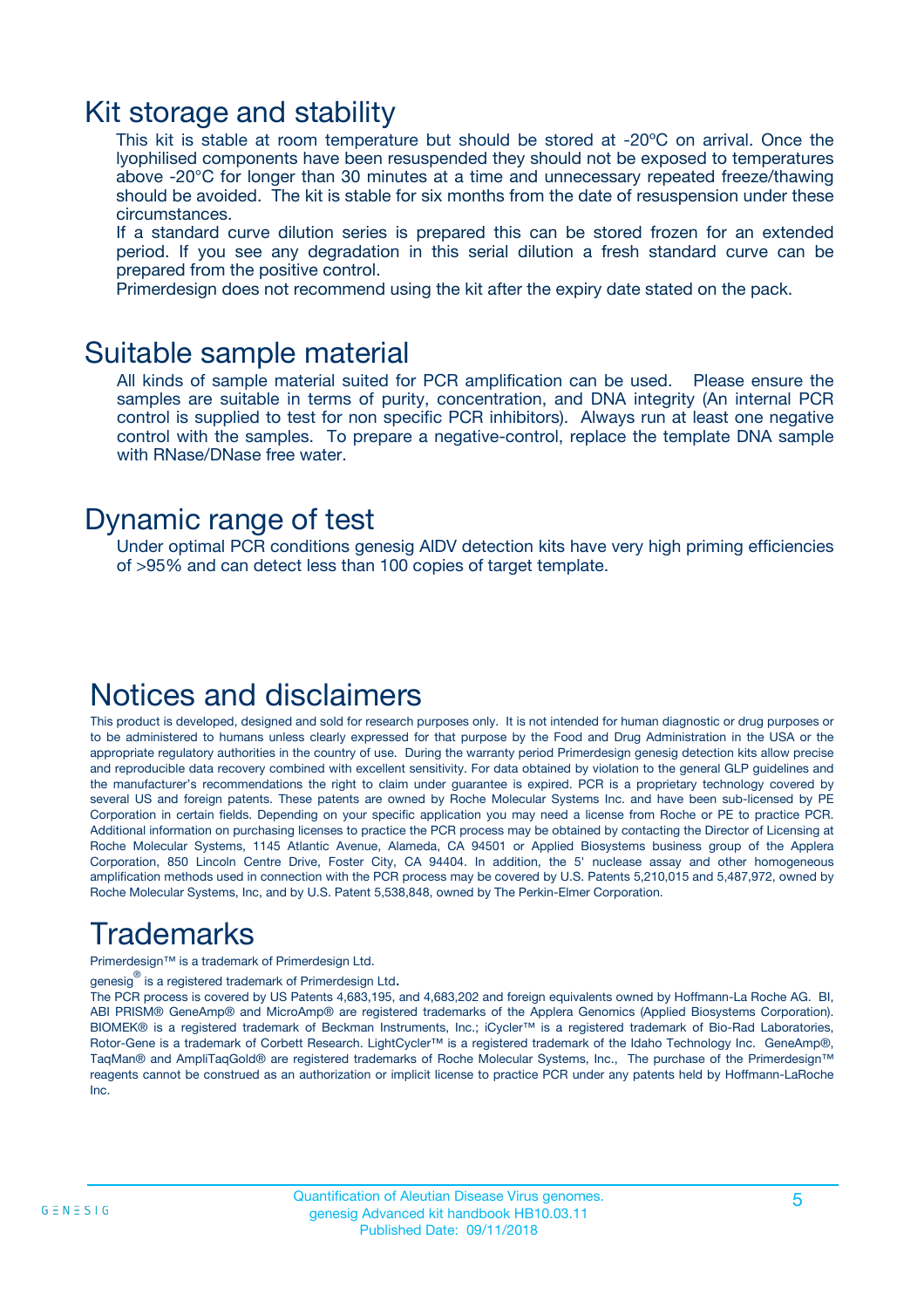# Kit storage and stability

This kit is stable at room temperature but should be stored at -20ºC on arrival. Once the lyophilised components have been resuspended they should not be exposed to temperatures above -20°C for longer than 30 minutes at a time and unnecessary repeated freeze/thawing should be avoided. The kit is stable for six months from the date of resuspension under these circumstances.

If a standard curve dilution series is prepared this can be stored frozen for an extended period. If you see any degradation in this serial dilution a fresh standard curve can be prepared from the positive control.

Primerdesign does not recommend using the kit after the expiry date stated on the pack.

# Suitable sample material

All kinds of sample material suited for PCR amplification can be used. Please ensure the samples are suitable in terms of purity, concentration, and DNA integrity (An internal PCR control is supplied to test for non specific PCR inhibitors). Always run at least one negative control with the samples. To prepare a negative-control, replace the template DNA sample with RNase/DNase free water.

# Dynamic range of test

Under optimal PCR conditions genesig AlDV detection kits have very high priming efficiencies of >95% and can detect less than 100 copies of target template.

# Notices and disclaimers

This product is developed, designed and sold for research purposes only. It is not intended for human diagnostic or drug purposes or to be administered to humans unless clearly expressed for that purpose by the Food and Drug Administration in the USA or the appropriate regulatory authorities in the country of use. During the warranty period Primerdesign genesig detection kits allow precise and reproducible data recovery combined with excellent sensitivity. For data obtained by violation to the general GLP guidelines and the manufacturer's recommendations the right to claim under guarantee is expired. PCR is a proprietary technology covered by several US and foreign patents. These patents are owned by Roche Molecular Systems Inc. and have been sub-licensed by PE Corporation in certain fields. Depending on your specific application you may need a license from Roche or PE to practice PCR. Additional information on purchasing licenses to practice the PCR process may be obtained by contacting the Director of Licensing at Roche Molecular Systems, 1145 Atlantic Avenue, Alameda, CA 94501 or Applied Biosystems business group of the Applera Corporation, 850 Lincoln Centre Drive, Foster City, CA 94404. In addition, the 5' nuclease assay and other homogeneous amplification methods used in connection with the PCR process may be covered by U.S. Patents 5,210,015 and 5,487,972, owned by Roche Molecular Systems, Inc, and by U.S. Patent 5,538,848, owned by The Perkin-Elmer Corporation.

# Trademarks

Primerdesign™ is a trademark of Primerdesign Ltd.

genesig® is a registered trademark of Primerdesign Ltd.

The PCR process is covered by US Patents 4,683,195, and 4,683,202 and foreign equivalents owned by Hoffmann-La Roche AG. BI, ABI PRISM® GeneAmp® and MicroAmp® are registered trademarks of the Applera Genomics (Applied Biosystems Corporation). BIOMEK® is a registered trademark of Beckman Instruments, Inc.; iCycler™ is a registered trademark of Bio-Rad Laboratories, Rotor-Gene is a trademark of Corbett Research. LightCycler™ is a registered trademark of the Idaho Technology Inc. GeneAmp®, TaqMan® and AmpliTaqGold® are registered trademarks of Roche Molecular Systems, Inc., The purchase of the Primerdesign™ reagents cannot be construed as an authorization or implicit license to practice PCR under any patents held by Hoffmann-LaRoche Inc.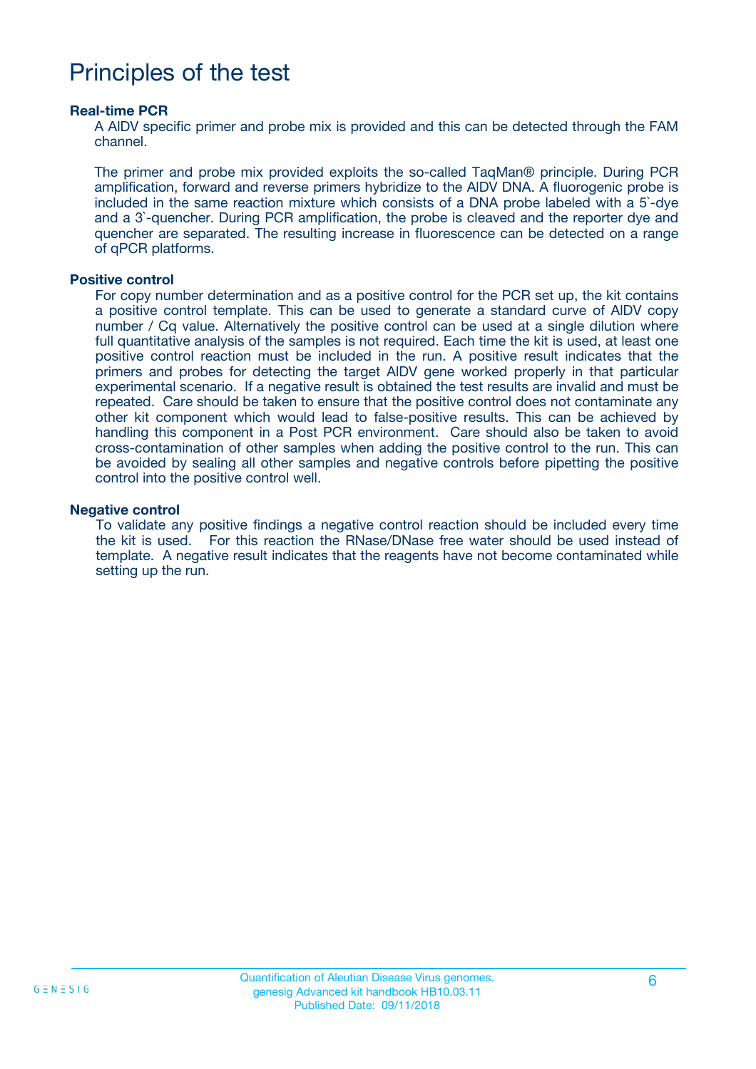# Principles of the test

### Real-time PCR

A AlDV specific primer and probe mix is provided and this can be detected through the FAM channel.

The primer and probe mix provided exploits the so-called TaqMan® principle. During PCR amplification, forward and reverse primers hybridize to the AlDV DNA. A fluorogenic probe is included in the same reaction mixture which consists of a DNA probe labeled with a 5`-dye and a 3`-quencher. During PCR amplification, the probe is cleaved and the reporter dye and quencher are separated. The resulting increase in fluorescence can be detected on a range of qPCR platforms.

### Positive control

For copy number determination and as a positive control for the PCR set up, the kit contains a positive control template. This can be used to generate a standard curve of AlDV copy number / Cq value. Alternatively the positive control can be used at a single dilution where full quantitative analysis of the samples is not required. Each time the kit is used, at least one positive control reaction must be included in the run. A positive result indicates that the primers and probes for detecting the target AlDV gene worked properly in that particular experimental scenario. If a negative result is obtained the test results are invalid and must be repeated. Care should be taken to ensure that the positive control does not contaminate any other kit component which would lead to false-positive results. This can be achieved by handling this component in a Post PCR environment. Care should also be taken to avoid cross-contamination of other samples when adding the positive control to the run. This can be avoided by sealing all other samples and negative controls before pipetting the positive control into the positive control well.

### Negative control

To validate any positive findings a negative control reaction should be included every time the kit is used. For this reaction the RNase/DNase free water should be used instead of template. A negative result indicates that the reagents have not become contaminated while setting up the run.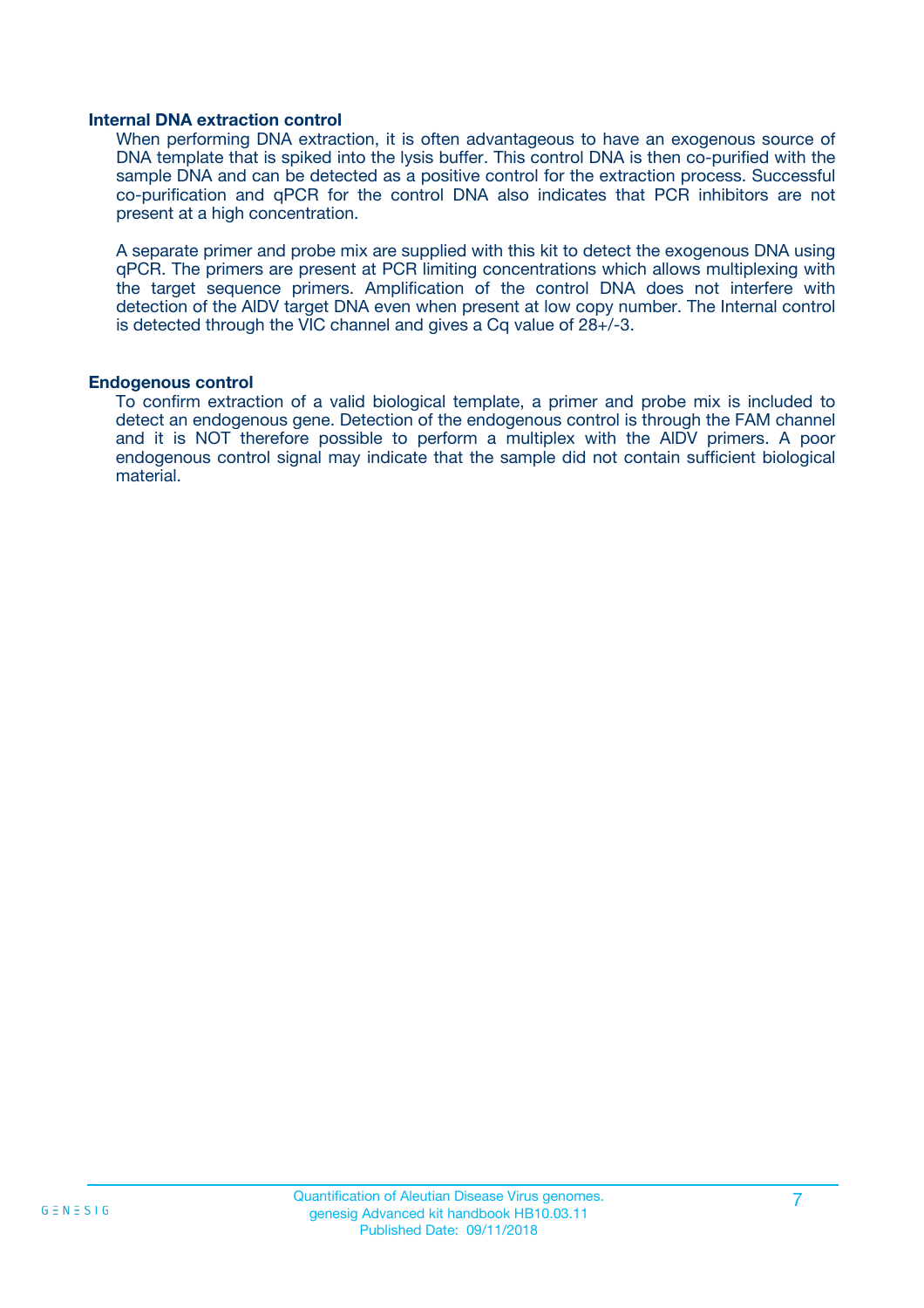### Internal DNA extraction control

When performing DNA extraction, it is often advantageous to have an exogenous source of DNA template that is spiked into the lysis buffer. This control DNA is then co-purified with the sample DNA and can be detected as a positive control for the extraction process. Successful co-purification and qPCR for the control DNA also indicates that PCR inhibitors are not present at a high concentration.

A separate primer and probe mix are supplied with this kit to detect the exogenous DNA using qPCR. The primers are present at PCR limiting concentrations which allows multiplexing with the target sequence primers. Amplification of the control DNA does not interfere with detection of the AlDV target DNA even when present at low copy number. The Internal control is detected through the VIC channel and gives a Cq value of 28+/-3.

### Endogenous control

To confirm extraction of a valid biological template, a primer and probe mix is included to detect an endogenous gene. Detection of the endogenous control is through the FAM channel and it is NOT therefore possible to perform a multiplex with the AlDV primers. A poor endogenous control signal may indicate that the sample did not contain sufficient biological material.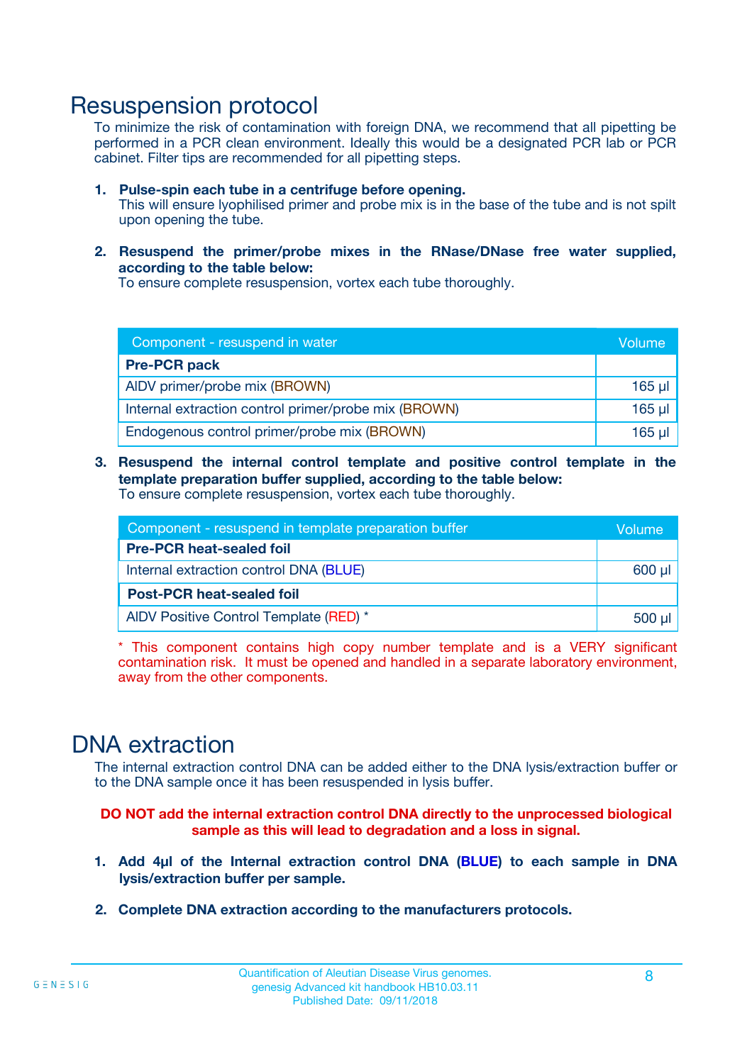# Resuspension protocol

To minimize the risk of contamination with foreign DNA, we recommend that all pipetting be performed in a PCR clean environment. Ideally this would be a designated PCR lab or PCR cabinet. Filter tips are recommended for all pipetting steps.

1. **Pulse-spin each tube in a centrifuge before opening.**
   This will ensure lyophilised primer and probe mix is in the base of the tube and is not spilt upon opening the tube.

2. **Resuspend the primer/probe mixes in the RNase/DNase free water supplied, according to the table below:**
   To ensure complete resuspension, vortex each tube thoroughly.

| Component - resuspend in water | Volume |
|---|---|
| **Pre-PCR pack** | |
| AlDV primer/probe mix (BROWN) | 165 µl |
| Internal extraction control primer/probe mix (BROWN) | 165 µl |
| Endogenous control primer/probe mix (BROWN) | 165 µl |

3. **Resuspend the internal control template and positive control template in the template preparation buffer supplied, according to the table below:**
   To ensure complete resuspension, vortex each tube thoroughly.

| Component - resuspend in template preparation buffer | Volume |
|---|---|
| **Pre-PCR heat-sealed foil** | |
| Internal extraction control DNA (BLUE) | 600 µl |
| **Post-PCR heat-sealed foil** | |
| AlDV Positive Control Template (RED) * | 500 µl |

* This component contains high copy number template and is a VERY significant contamination risk. It must be opened and handled in a separate laboratory environment, away from the other components.

# DNA extraction

The internal extraction control DNA can be added either to the DNA lysis/extraction buffer or to the DNA sample once it has been resuspended in lysis buffer.

**DO NOT add the internal extraction control DNA directly to the unprocessed biological sample as this will lead to degradation and a loss in signal.**

1. **Add 4µl of the Internal extraction control DNA (BLUE) to each sample in DNA lysis/extraction buffer per sample.**

2. **Complete DNA extraction according to the manufacturers protocols.**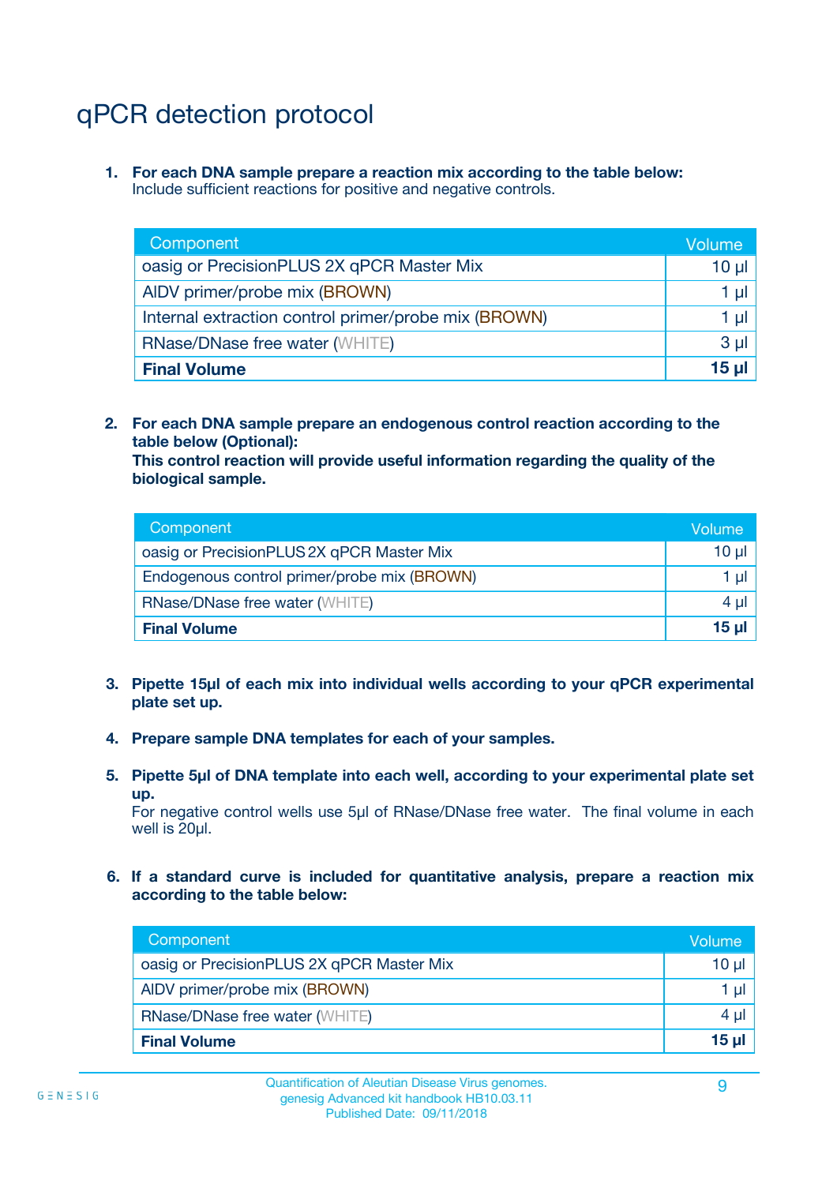# qPCR detection protocol

1. **For each DNA sample prepare a reaction mix according to the table below:**
   Include sufficient reactions for positive and negative controls.

| Component | Volume |
|---|---|
| oasig or PrecisionPLUS 2X qPCR Master Mix | 10 µl |
| AlDV primer/probe mix (BROWN) | 1 µl |
| Internal extraction control primer/probe mix (BROWN) | 1 µl |
| RNase/DNase free water (WHITE) | 3 µl |
| **Final Volume** | **15 µl** |

2. **For each DNA sample prepare an endogenous control reaction according to the table below (Optional):**
   **This control reaction will provide useful information regarding the quality of the biological sample.**

| Component | Volume |
|---|---|
| oasig or PrecisionPLUS 2X qPCR Master Mix | 10 µl |
| Endogenous control primer/probe mix (BROWN) | 1 µl |
| RNase/DNase free water (WHITE) | 4 µl |
| **Final Volume** | **15 µl** |

3. **Pipette 15µl of each mix into individual wells according to your qPCR experimental plate set up.**

4. **Prepare sample DNA templates for each of your samples.**

5. **Pipette 5µl of DNA template into each well, according to your experimental plate set up.**
   For negative control wells use 5µl of RNase/DNase free water. The final volume in each well is 20µl.

6. **If a standard curve is included for quantitative analysis, prepare a reaction mix according to the table below:**

| Component | Volume |
|---|---|
| oasig or PrecisionPLUS 2X qPCR Master Mix | 10 µl |
| AlDV primer/probe mix (BROWN) | 1 µl |
| RNase/DNase free water (WHITE) | 4 µl |
| **Final Volume** | **15 µl** |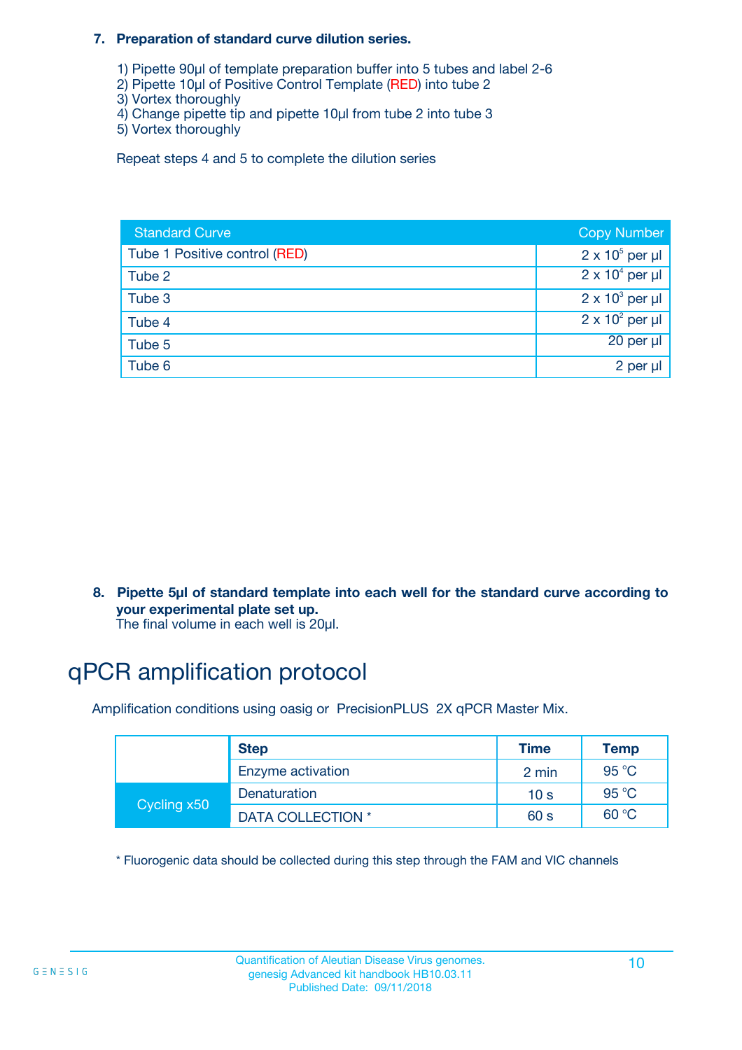**7. Preparation of standard curve dilution series.**

1) Pipette 90µl of template preparation buffer into 5 tubes and label 2-6
2) Pipette 10µl of Positive Control Template (RED) into tube 2
3) Vortex thoroughly
4) Change pipette tip and pipette 10µl from tube 2 into tube 3
5) Vortex thoroughly

Repeat steps 4 and 5 to complete the dilution series

| Standard Curve | Copy Number |
|---|---|
| Tube 1 Positive control (RED) | $2 \times 10^5$ per µl |
| Tube 2 | $2 \times 10^4$ per µl |
| Tube 3 | $2 \times 10^3$ per µl |
| Tube 4 | $2 \times 10^2$ per µl |
| Tube 5 | 20 per µl |
| Tube 6 | 2 per µl |

**8. Pipette 5µl of standard template into each well for the standard curve according to your experimental plate set up.**
The final volume in each well is 20µl.

# qPCR amplification protocol

Amplification conditions using oasig or PrecisionPLUS 2X qPCR Master Mix.

| | Step | Time | Temp |
|---|---|---|---|
| | Enzyme activation | 2 min | 95 °C |
| Cycling x50 | Denaturation | 10 s | 95 °C |
| | DATA COLLECTION * | 60 s | 60 °C |

* Fluorogenic data should be collected during this step through the FAM and VIC channels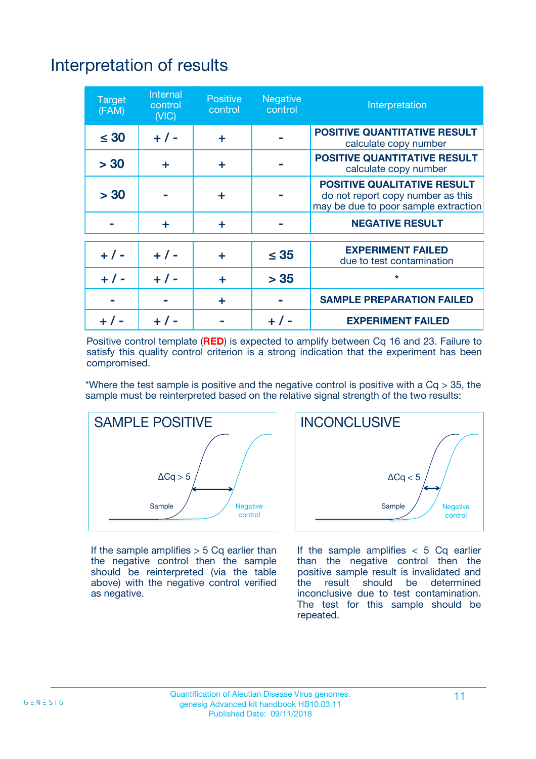# Interpretation of results

| Target (FAM) | Internal control (VIC) | Positive control | Negative control | Interpretation |
|---|---|---|---|---|
| ≤ 30 | + / - | + | - | **POSITIVE QUANTITATIVE RESULT** calculate copy number |
| > 30 | + | + | - | **POSITIVE QUANTITATIVE RESULT** calculate copy number |
| > 30 | - | + | - | **POSITIVE QUALITATIVE RESULT** do not report copy number as this may be due to poor sample extraction |
| - | + | + | - | **NEGATIVE RESULT** |
| + / - | + / - | + | ≤ 35 | **EXPERIMENT FAILED** due to test contamination |
| + / - | + / - | + | > 35 | * |
| - | - | + | - | **SAMPLE PREPARATION FAILED** |
| + / - | + / - | - | + / - | **EXPERIMENT FAILED** |

Positive control template (**RED**) is expected to amplify between Cq 16 and 23. Failure to satisfy this quality control criterion is a strong indication that the experiment has been compromised.

*Where the test sample is positive and the negative control is positive with a Cq > 35, the sample must be reinterpreted based on the relative signal strength of the two results:

**SAMPLE POSITIVE**

ΔCq > 5

Sample

Negative control

If the sample amplifies > 5 Cq earlier than the negative control then the sample should be reinterpreted (via the table above) with the negative control verified as negative.

**INCONCLUSIVE**

ΔCq < 5

Sample

Negative control

If the sample amplifies < 5 Cq earlier than the negative control then the positive sample result is invalidated and the result should be determined inconclusive due to test contamination. The test for this sample should be repeated.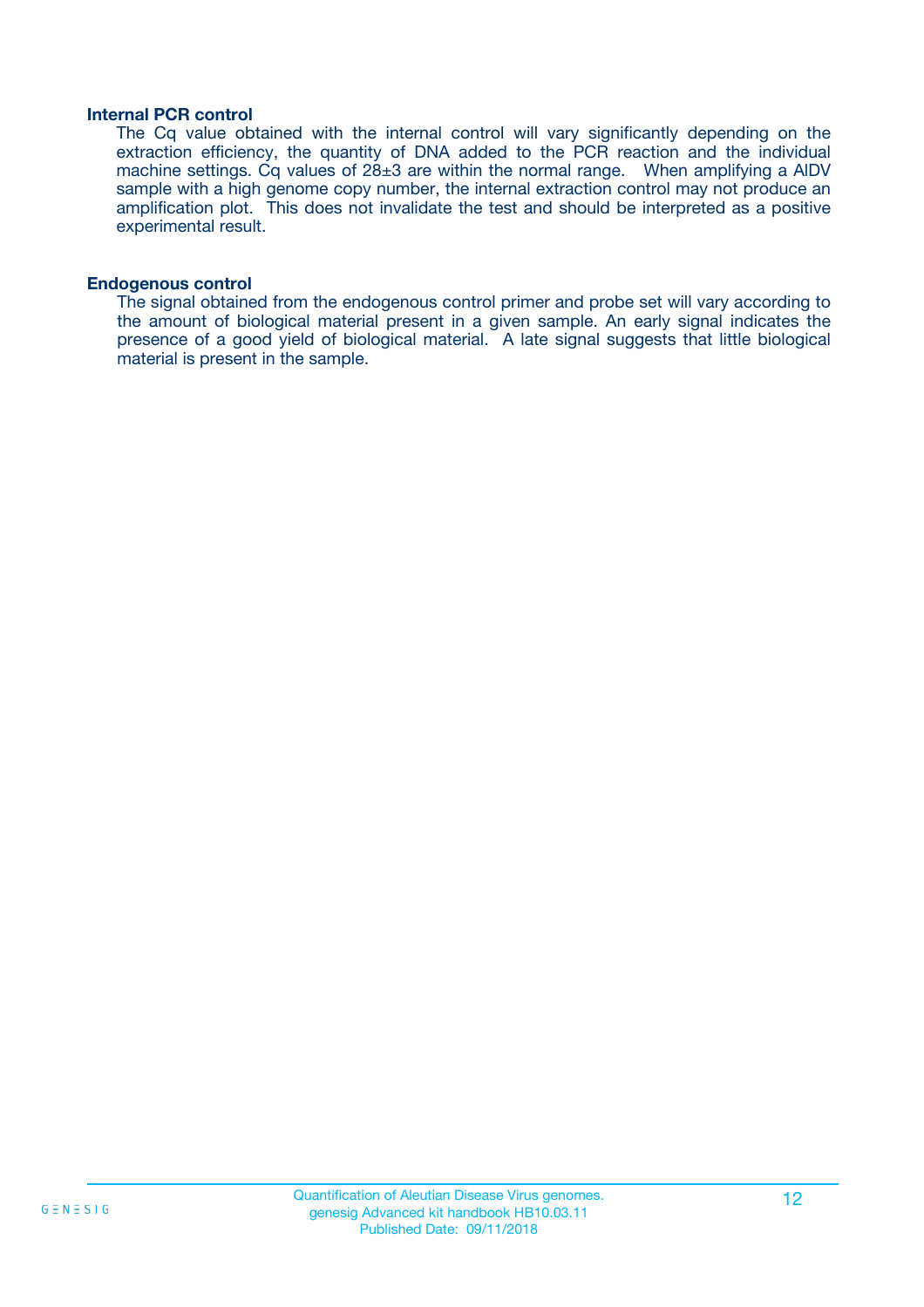**Internal PCR control**

The Cq value obtained with the internal control will vary significantly depending on the extraction efficiency, the quantity of DNA added to the PCR reaction and the individual machine settings. Cq values of 28±3 are within the normal range. When amplifying a AlDV sample with a high genome copy number, the internal extraction control may not produce an amplification plot. This does not invalidate the test and should be interpreted as a positive experimental result.

**Endogenous control**

The signal obtained from the endogenous control primer and probe set will vary according to the amount of biological material present in a given sample. An early signal indicates the presence of a good yield of biological material. A late signal suggests that little biological material is present in the sample.